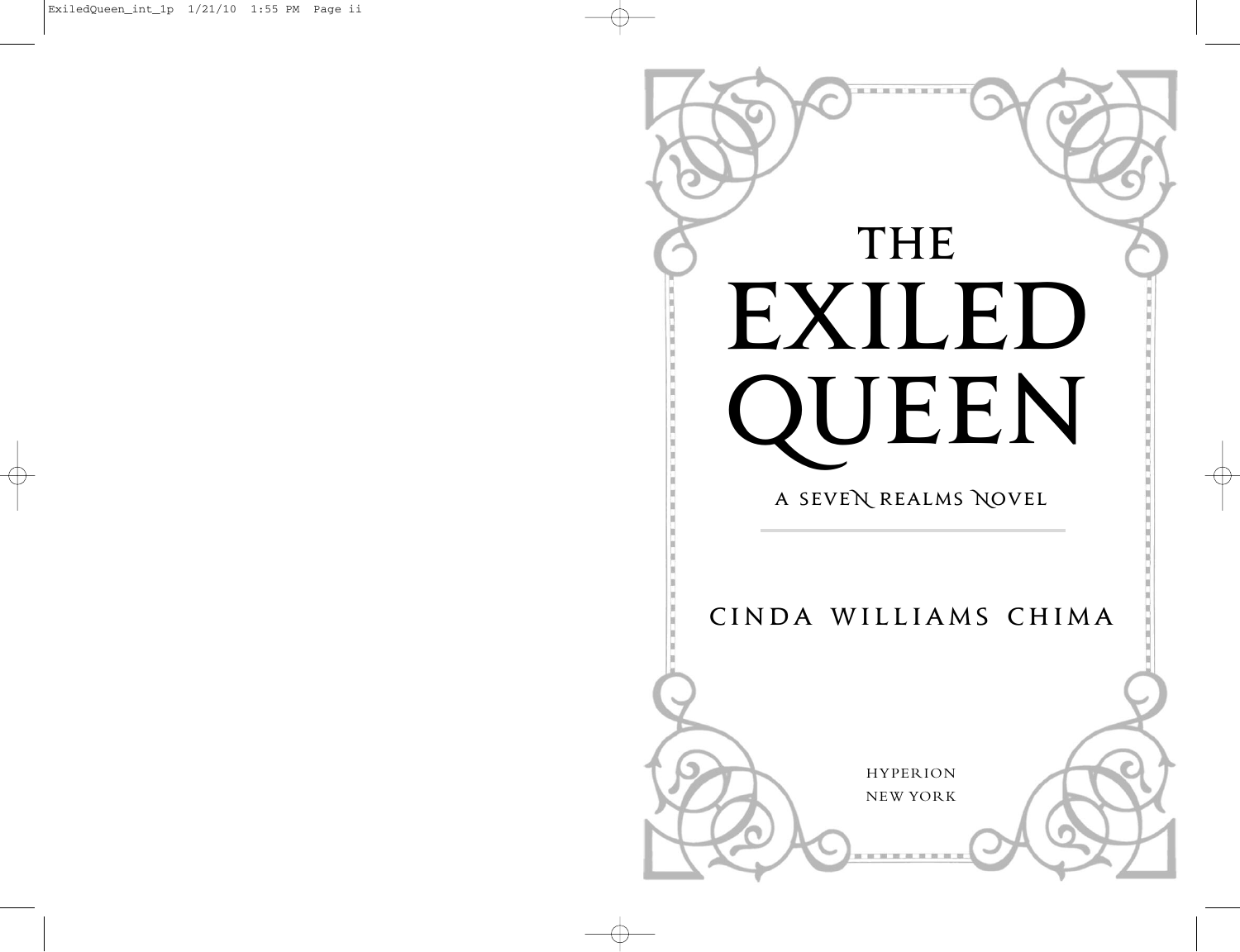# THE EXILED QUEEN

A SEVEN REALMS NOVEL

CINDA WILLIAMS CHIMA

HYPERION
NEW YORK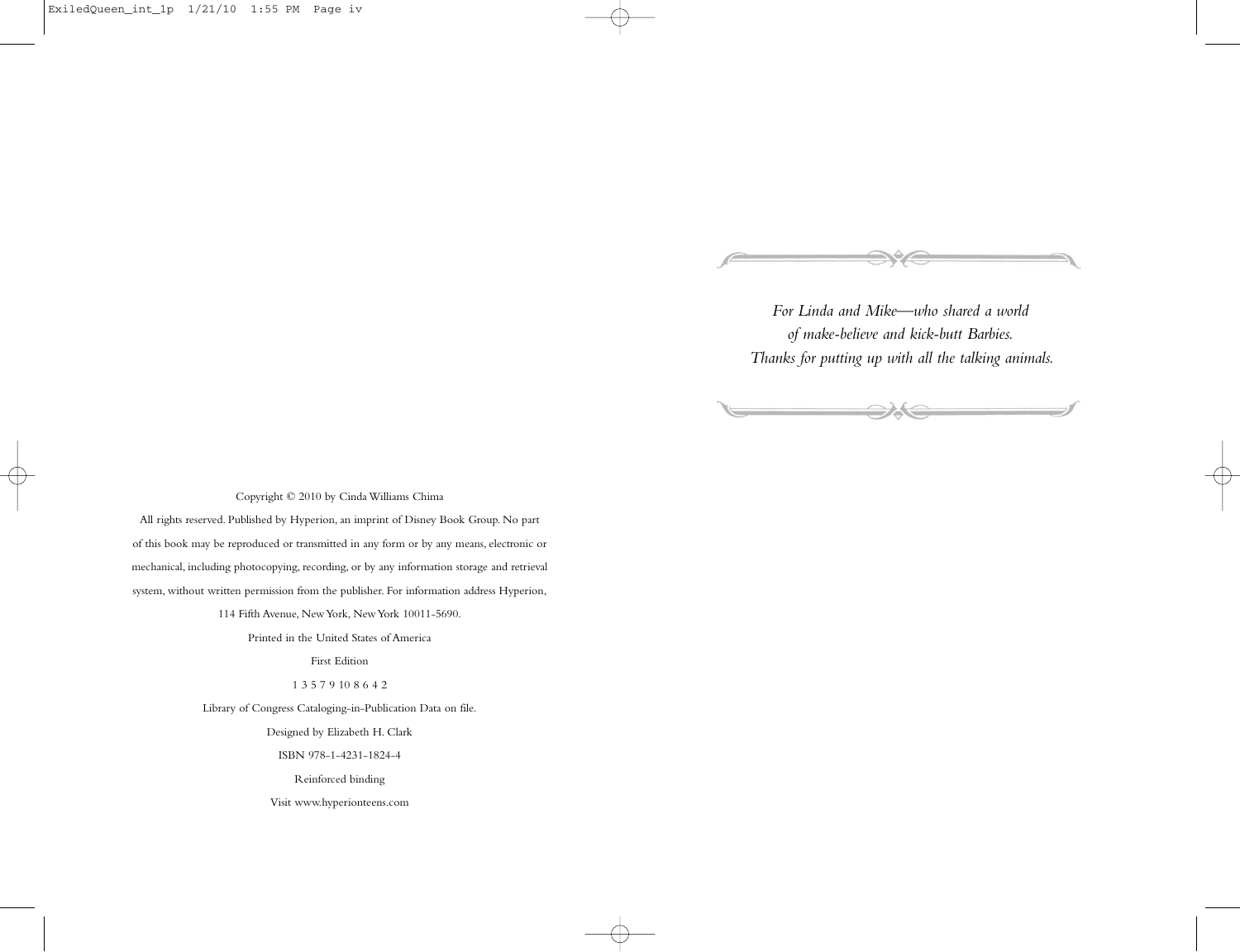*For Linda and Mike—who shared a world of make-believe and kick-butt Barbies. Thanks for putting up with all the talking animals.*

Copyright © 2010 by Cinda Williams Chima

All rights reserved. Published by Hyperion, an imprint of Disney Book Group. No part of this book may be reproduced or transmitted in any form or by any means, electronic or mechanical, including photocopying, recording, or by any information storage and retrieval system, without written permission from the publisher. For information address Hyperion, 114 Fifth Avenue, New York, New York 10011-5690.

Printed in the United States of America

First Edition

1 3 5 7 9 10 8 6 4 2

Library of Congress Cataloging-in-Publication Data on file.

Designed by Elizabeth H. Clark

ISBN 978-1-4231-1824-4

Reinforced binding

Visit www.hyperionteens.com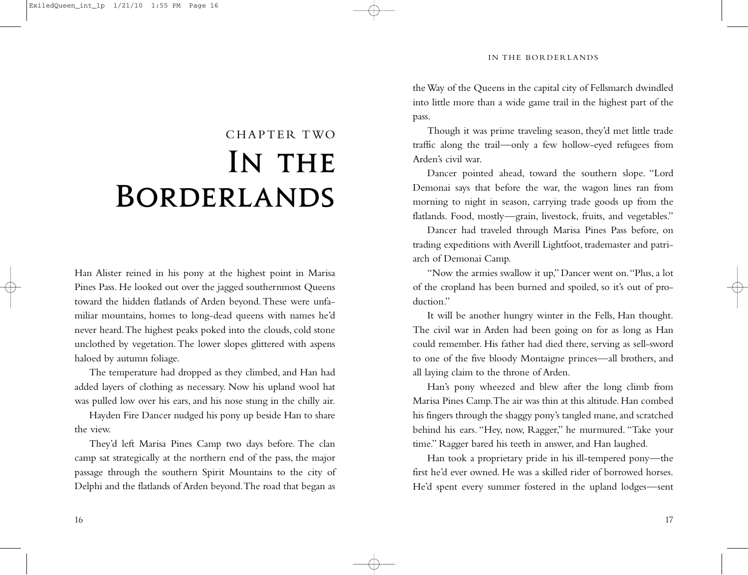## CHAPTER TWO

# In the Borderlands

Han Alister reined in his pony at the highest point in Marisa Pines Pass. He looked out over the jagged southernmost Queens toward the hidden flatlands of Arden beyond. These were unfamiliar mountains, homes to long-dead queens with names he'd never heard. The highest peaks poked into the clouds, cold stone unclothed by vegetation. The lower slopes glittered with aspens haloed by autumn foliage.

The temperature had dropped as they climbed, and Han had added layers of clothing as necessary. Now his upland wool hat was pulled low over his ears, and his nose stung in the chilly air.

Hayden Fire Dancer nudged his pony up beside Han to share the view.

They'd left Marisa Pines Camp two days before. The clan camp sat strategically at the northern end of the pass, the major passage through the southern Spirit Mountains to the city of Delphi and the flatlands of Arden beyond. The road that began as the Way of the Queens in the capital city of Fellsmarch dwindled into little more than a wide game trail in the highest part of the pass.

Though it was prime traveling season, they'd met little trade traffic along the trail—only a few hollow-eyed refugees from Arden's civil war.

Dancer pointed ahead, toward the southern slope. "Lord Demonai says that before the war, the wagon lines ran from morning to night in season, carrying trade goods up from the flatlands. Food, mostly—grain, livestock, fruits, and vegetables."

Dancer had traveled through Marisa Pines Pass before, on trading expeditions with Averill Lightfoot, trademaster and patriarch of Demonai Camp.

"Now the armies swallow it up," Dancer went on. "Plus, a lot of the cropland has been burned and spoiled, so it's out of production."

*It will be another hungry winter in the Fells,* Han thought. The civil war in Arden had been going on for as long as Han could remember. His father had died there, serving as sell-sword to one of the five bloody Montaigne princes—all brothers, and all laying claim to the throne of Arden.

Han's pony wheezed and blew after the long climb from Marisa Pines Camp. The air was thin at this altitude. Han combed his fingers through the shaggy pony's tangled mane, and scratched behind his ears. "Hey, now, Ragger," he murmured. "Take your time." Ragger bared his teeth in answer, and Han laughed.

Han took a proprietary pride in his ill-tempered pony—the first he'd ever owned. He was a skilled rider of borrowed horses. He'd spent every summer fostered in the upland lodges—sent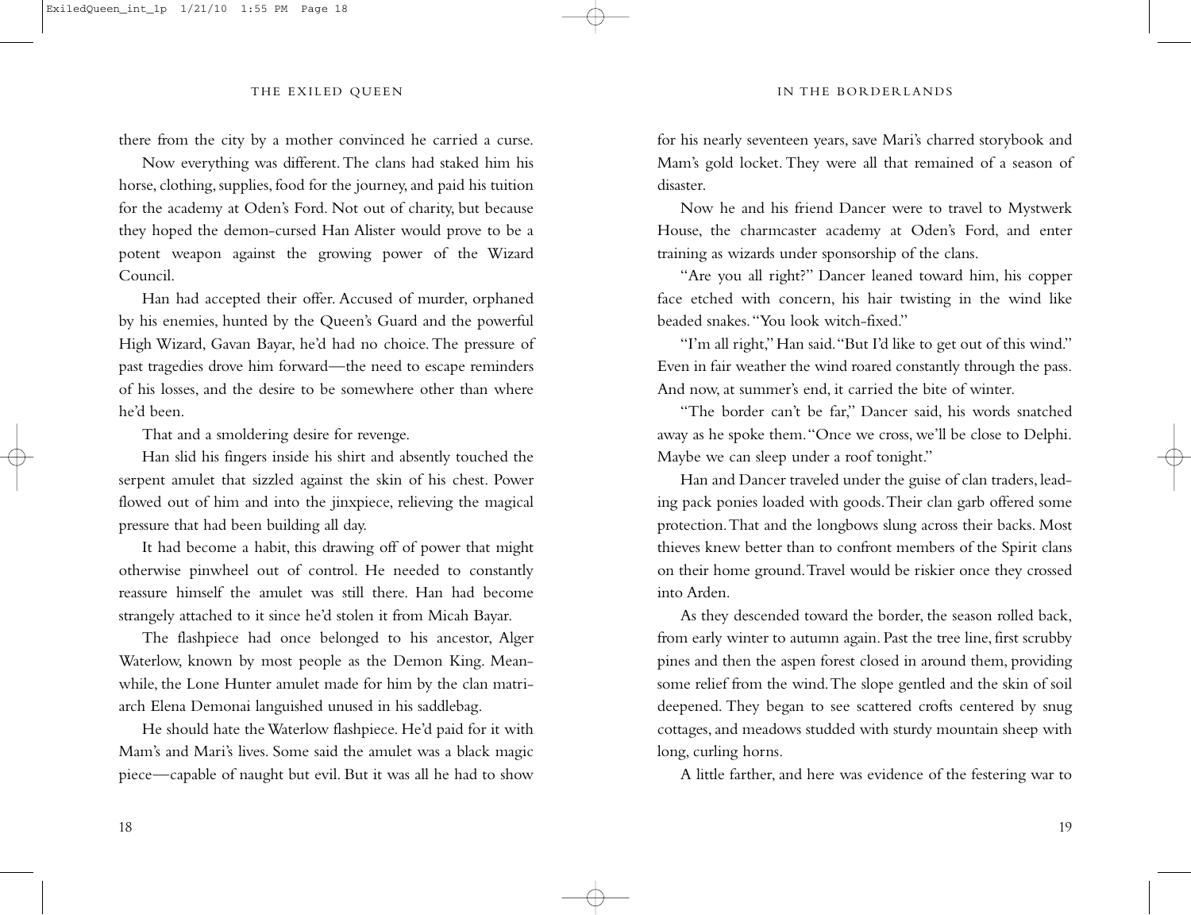there from the city by a mother convinced he carried a curse.

Now everything was different. The clans had staked him his horse, clothing, supplies, food for the journey, and paid his tuition for the academy at Oden's Ford. Not out of charity, but because they hoped the demon-cursed Han Alister would prove to be a potent weapon against the growing power of the Wizard Council.

Han had accepted their offer. Accused of murder, orphaned by his enemies, hunted by the Queen's Guard and the powerful High Wizard, Gavan Bayar, he'd had no choice. The pressure of past tragedies drove him forward—the need to escape reminders of his losses, and the desire to be somewhere other than where he'd been.

That and a smoldering desire for revenge.

Han slid his fingers inside his shirt and absently touched the serpent amulet that sizzled against the skin of his chest. Power flowed out of him and into the jinxpiece, relieving the magical pressure that had been building all day.

It had become a habit, this drawing off of power that might otherwise pinwheel out of control. He needed to constantly reassure himself the amulet was still there. Han had become strangely attached to it since he'd stolen it from Micah Bayar.

The flashpiece had once belonged to his ancestor, Alger Waterlow, known by most people as the Demon King. Meanwhile, the Lone Hunter amulet made for him by the clan matriarch Elena Demonai languished unused in his saddlebag.

He should hate the Waterlow flashpiece. He'd paid for it with Mam's and Mari's lives. Some said the amulet was a black magic piece—capable of naught but evil. But it was all he had to show for his nearly seventeen years, save Mari's charred storybook and Mam's gold locket. They were all that remained of a season of disaster.

Now he and his friend Dancer were to travel to Mystwerk House, the charmcaster academy at Oden's Ford, and enter training as wizards under sponsorship of the clans.

"Are you all right?" Dancer leaned toward him, his copper face etched with concern, his hair twisting in the wind like beaded snakes. "You look witch-fixed."

"I'm all right," Han said. "But I'd like to get out of this wind." Even in fair weather the wind roared constantly through the pass. And now, at summer's end, it carried the bite of winter.

"The border can't be far," Dancer said, his words snatched away as he spoke them. "Once we cross, we'll be close to Delphi. Maybe we can sleep under a roof tonight."

Han and Dancer traveled under the guise of clan traders, leading pack ponies loaded with goods. Their clan garb offered some protection. That and the longbows slung across their backs. Most thieves knew better than to confront members of the Spirit clans on their home ground. Travel would be riskier once they crossed into Arden.

As they descended toward the border, the season rolled back, from early winter to autumn again. Past the tree line, first scrubby pines and then the aspen forest closed in around them, providing some relief from the wind. The slope gentled and the skin of soil deepened. They began to see scattered crofts centered by snug cottages, and meadows studded with sturdy mountain sheep with long, curling horns.

A little farther, and here was evidence of the festering war to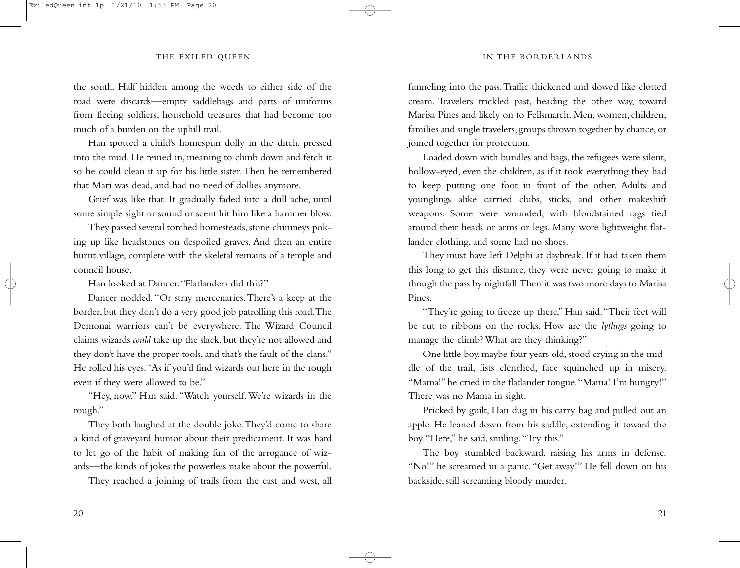the south. Half hidden among the weeds to either side of the road were discards—empty saddlebags and parts of uniforms from fleeing soldiers, household treasures that had become too much of a burden on the uphill trail.

Han spotted a child's homespun dolly in the ditch, pressed into the mud. He reined in, meaning to climb down and fetch it so he could clean it up for his little sister. Then he remembered that Mari was dead, and had no need of dollies anymore.

Grief was like that. It gradually faded into a dull ache, until some simple sight or sound or scent hit him like a hammer blow.

They passed several torched homesteads, stone chimneys poking up like headstones on despoiled graves. And then an entire burnt village, complete with the skeletal remains of a temple and council house.

Han looked at Dancer. "Flatlanders did this?"

Dancer nodded. "Or stray mercenaries. There's a keep at the border, but they don't do a very good job patrolling this road. The Demonai warriors can't be everywhere. The Wizard Council claims wizards *could* take up the slack, but they're not allowed and they don't have the proper tools, and that's the fault of the clans." He rolled his eyes. "As if you'd find wizards out here in the rough even if they were allowed to be."

"Hey, now," Han said. "Watch yourself. We're wizards in the rough."

They both laughed at the double joke. They'd come to share a kind of graveyard humor about their predicament. It was hard to let go of the habit of making fun of the arrogance of wizards—the kinds of jokes the powerless make about the powerful.

They reached a joining of trails from the east and west, all funneling into the pass. Traffic thickened and slowed like clotted cream. Travelers trickled past, heading the other way, toward Marisa Pines and likely on to Fellsmarch. Men, women, children, families and single travelers, groups thrown together by chance, or joined together for protection.

Loaded down with bundles and bags, the refugees were silent, hollow-eyed, even the children, as if it took everything they had to keep putting one foot in front of the other. Adults and younglings alike carried clubs, sticks, and other makeshift weapons. Some were wounded, with bloodstained rags tied around their heads or arms or legs. Many wore lightweight flatlander clothing, and some had no shoes.

They must have left Delphi at daybreak. If it had taken them this long to get this distance, they were never going to make it though the pass by nightfall. Then it was two more days to Marisa Pines.

"They're going to freeze up there," Han said. "Their feet will be cut to ribbons on the rocks. How are the *lytlings* going to manage the climb? What are they thinking?"

One little boy, maybe four years old, stood crying in the middle of the trail, fists clenched, face squinched up in misery. "Mama!" he cried in the flatlander tongue. "Mama! I'm hungry!" There was no Mama in sight.

Pricked by guilt, Han dug in his carry bag and pulled out an apple. He leaned down from his saddle, extending it toward the boy. "Here," he said, smiling. "Try this."

The boy stumbled backward, raising his arms in defense. "No!" he screamed in a panic. "Get away!" He fell down on his backside, still screaming bloody murder.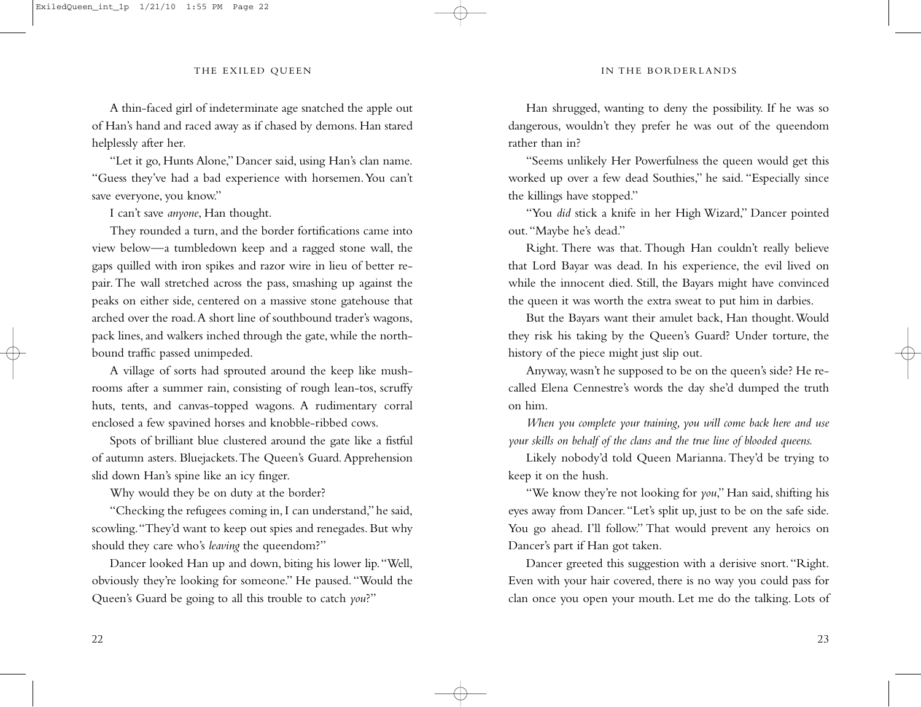A thin-faced girl of indeterminate age snatched the apple out of Han's hand and raced away as if chased by demons. Han stared helplessly after her.

"Let it go, Hunts Alone," Dancer said, using Han's clan name. "Guess they've had a bad experience with horsemen. You can't save everyone, you know."

I can't save *anyone*, Han thought.

They rounded a turn, and the border fortifications came into view below—a tumbledown keep and a ragged stone wall, the gaps quilled with iron spikes and razor wire in lieu of better repair. The wall stretched across the pass, smashing up against the peaks on either side, centered on a massive stone gatehouse that arched over the road. A short line of southbound trader's wagons, pack lines, and walkers inched through the gate, while the northbound traffic passed unimpeded.

A village of sorts had sprouted around the keep like mushrooms after a summer rain, consisting of rough lean-tos, scruffy huts, tents, and canvas-topped wagons. A rudimentary corral enclosed a few spavined horses and knobble-ribbed cows.

Spots of brilliant blue clustered around the gate like a fistful of autumn asters. Bluejackets. The Queen's Guard. Apprehension slid down Han's spine like an icy finger.

Why would they be on duty at the border?

"Checking the refugees coming in, I can understand," he said, scowling. "They'd want to keep out spies and renegades. But why should they care who's *leaving* the queendom?"

Dancer looked Han up and down, biting his lower lip. "Well, obviously they're looking for someone." He paused. "Would the Queen's Guard be going to all this trouble to catch *you*?"

Han shrugged, wanting to deny the possibility. If he was so dangerous, wouldn't they prefer he was out of the queendom rather than in?

"Seems unlikely Her Powerfulness the queen would get this worked up over a few dead Southies," he said. "Especially since the killings have stopped."

"You *did* stick a knife in her High Wizard," Dancer pointed out. "Maybe he's dead."

Right. There was that. Though Han couldn't really believe that Lord Bayar was dead. In his experience, the evil lived on while the innocent died. Still, the Bayars might have convinced the queen it was worth the extra sweat to put him in darbies.

But the Bayars want their amulet back, Han thought. Would they risk his taking by the Queen's Guard? Under torture, the history of the piece might just slip out.

Anyway, wasn't he supposed to be on the queen's side? He recalled Elena Cennestre's words the day she'd dumped the truth on him.

*When you complete your training, you will come back here and use your skills on behalf of the clans and the true line of blooded queens.*

Likely nobody'd told Queen Marianna. They'd be trying to keep it on the hush.

"We know they're not looking for *you*," Han said, shifting his eyes away from Dancer. "Let's split up, just to be on the safe side. You go ahead. I'll follow." That would prevent any heroics on Dancer's part if Han got taken.

Dancer greeted this suggestion with a derisive snort. "Right. Even with your hair covered, there is no way you could pass for clan once you open your mouth. Let me do the talking. Lots of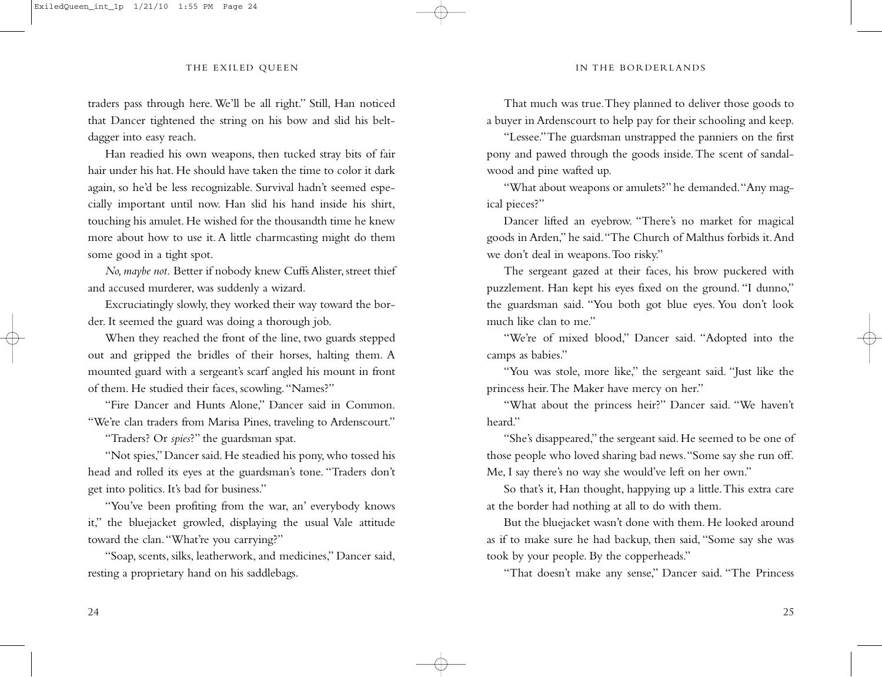traders pass through here. We'll be all right." Still, Han noticed that Dancer tightened the string on his bow and slid his belt-dagger into easy reach.

Han readied his own weapons, then tucked stray bits of fair hair under his hat. He should have taken the time to color it dark again, so he'd be less recognizable. Survival hadn't seemed especially important until now. Han slid his hand inside his shirt, touching his amulet. He wished for the thousandth time he knew more about how to use it. A little charmcasting might do them some good in a tight spot.

*No, maybe not.* Better if nobody knew Cuffs Alister, street thief and accused murderer, was suddenly a wizard.

Excruciatingly slowly, they worked their way toward the border. It seemed the guard was doing a thorough job.

When they reached the front of the line, two guards stepped out and gripped the bridles of their horses, halting them. A mounted guard with a sergeant's scarf angled his mount in front of them. He studied their faces, scowling. "Names?"

"Fire Dancer and Hunts Alone," Dancer said in Common. "We're clan traders from Marisa Pines, traveling to Ardenscourt."

"Traders? Or *spies*?" the guardsman spat.

"Not spies," Dancer said. He steadied his pony, who tossed his head and rolled its eyes at the guardsman's tone. "Traders don't get into politics. It's bad for business."

"You've been profiting from the war, an' everybody knows it," the bluejacket growled, displaying the usual Vale attitude toward the clan. "What're you carrying?"

"Soap, scents, silks, leatherwork, and medicines," Dancer said, resting a proprietary hand on his saddlebags.

That much was true. They planned to deliver those goods to a buyer in Ardenscourt to help pay for their schooling and keep.

"Lessee." The guardsman unstrapped the panniers on the first pony and pawed through the goods inside. The scent of sandalwood and pine wafted up.

"What about weapons or amulets?" he demanded. "Any magical pieces?"

Dancer lifted an eyebrow. "There's no market for magical goods in Arden," he said. "The Church of Malthus forbids it. And we don't deal in weapons. Too risky."

The sergeant gazed at their faces, his brow puckered with puzzlement. Han kept his eyes fixed on the ground. "I dunno," the guardsman said. "You both got blue eyes. You don't look much like clan to me."

"We're of mixed blood," Dancer said. "Adopted into the camps as babies."

"You was stole, more like," the sergeant said. "Just like the princess heir. The Maker have mercy on her."

"What about the princess heir?" Dancer said. "We haven't heard."

"She's disappeared," the sergeant said. He seemed to be one of those people who loved sharing bad news. "Some say she run off. Me, I say there's no way she would've left on her own."

So that's it, Han thought, happying up a little. This extra care at the border had nothing at all to do with them.

But the bluejacket wasn't done with them. He looked around as if to make sure he had backup, then said, "Some say she was took by your people. By the copperheads."

"That doesn't make any sense," Dancer said. "The Princess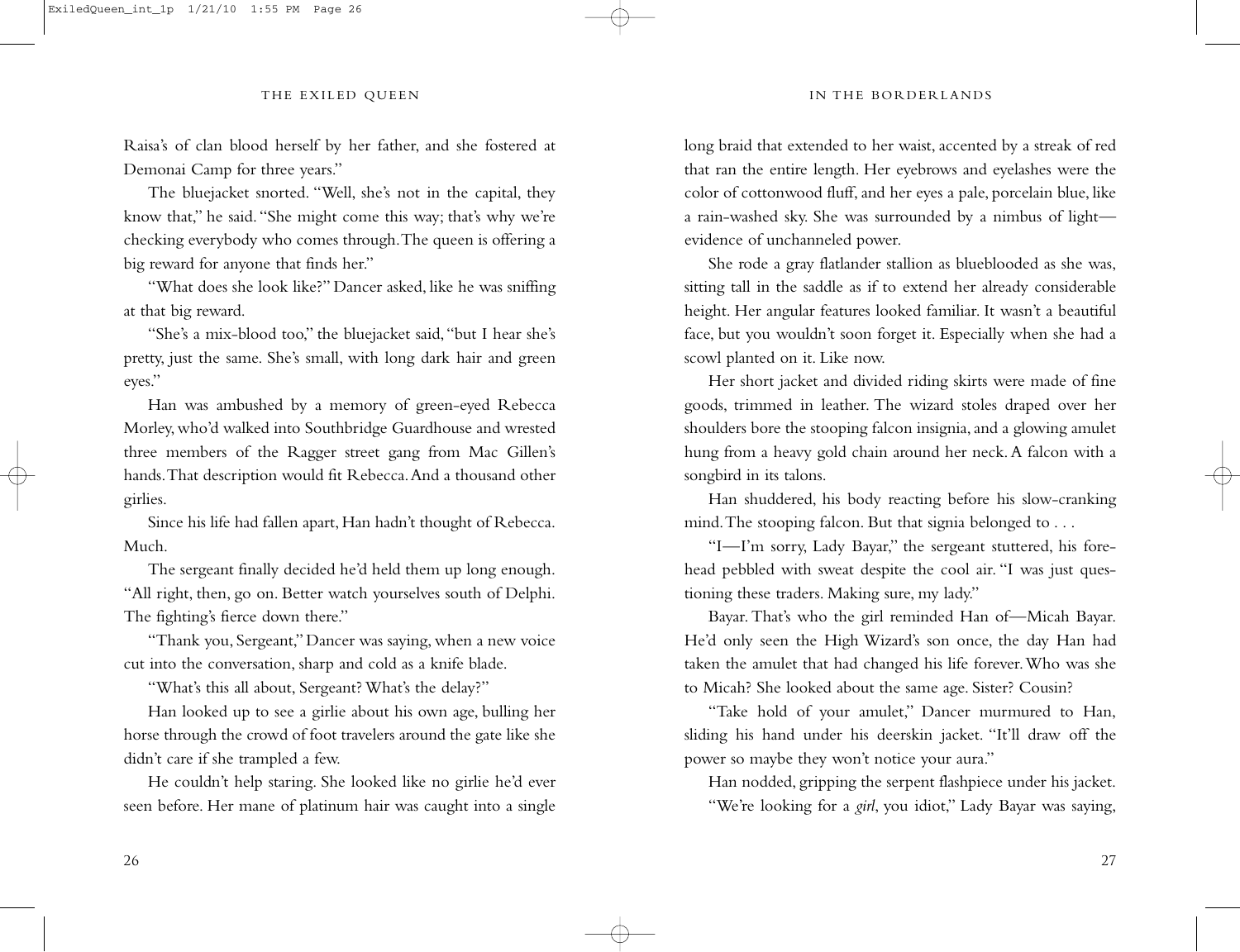Raisa's of clan blood herself by her father, and she fostered at Demonai Camp for three years."

The bluejacket snorted. "Well, she's not in the capital, they know that," he said. "She might come this way; that's why we're checking everybody who comes through. The queen is offering a big reward for anyone that finds her."

"What does she look like?" Dancer asked, like he was sniffing at that big reward.

"She's a mix-blood too," the bluejacket said, "but I hear she's pretty, just the same. She's small, with long dark hair and green eyes."

Han was ambushed by a memory of green-eyed Rebecca Morley, who'd walked into Southbridge Guardhouse and wrested three members of the Ragger street gang from Mac Gillen's hands. That description would fit Rebecca. And a thousand other girlies.

Since his life had fallen apart, Han hadn't thought of Rebecca. Much.

The sergeant finally decided he'd held them up long enough. "All right, then, go on. Better watch yourselves south of Delphi. The fighting's fierce down there."

"Thank you, Sergeant," Dancer was saying, when a new voice cut into the conversation, sharp and cold as a knife blade.

"What's this all about, Sergeant? What's the delay?"

Han looked up to see a girlie about his own age, bulling her horse through the crowd of foot travelers around the gate like she didn't care if she trampled a few.

He couldn't help staring. She looked like no girlie he'd ever seen before. Her mane of platinum hair was caught into a single long braid that extended to her waist, accented by a streak of red that ran the entire length. Her eyebrows and eyelashes were the color of cottonwood fluff, and her eyes a pale, porcelain blue, like a rain-washed sky. She was surrounded by a nimbus of light—evidence of unchanneled power.

She rode a gray flatlander stallion as blueblooded as she was, sitting tall in the saddle as if to extend her already considerable height. Her angular features looked familiar. It wasn't a beautiful face, but you wouldn't soon forget it. Especially when she had a scowl planted on it. Like now.

Her short jacket and divided riding skirts were made of fine goods, trimmed in leather. The wizard stoles draped over her shoulders bore the stooping falcon insignia, and a glowing amulet hung from a heavy gold chain around her neck. A falcon with a songbird in its talons.

Han shuddered, his body reacting before his slow-cranking mind. The stooping falcon. But that signia belonged to . . .

"I—I'm sorry, Lady Bayar," the sergeant stuttered, his forehead pebbled with sweat despite the cool air. "I was just questioning these traders. Making sure, my lady."

Bayar. That's who the girl reminded Han of—Micah Bayar. He'd only seen the High Wizard's son once, the day Han had taken the amulet that had changed his life forever. Who was she to Micah? She looked about the same age. Sister? Cousin?

"Take hold of your amulet," Dancer murmured to Han, sliding his hand under his deerskin jacket. "It'll draw off the power so maybe they won't notice your aura."

Han nodded, gripping the serpent flashpiece under his jacket.

"We're looking for a *girl*, you idiot," Lady Bayar was saying,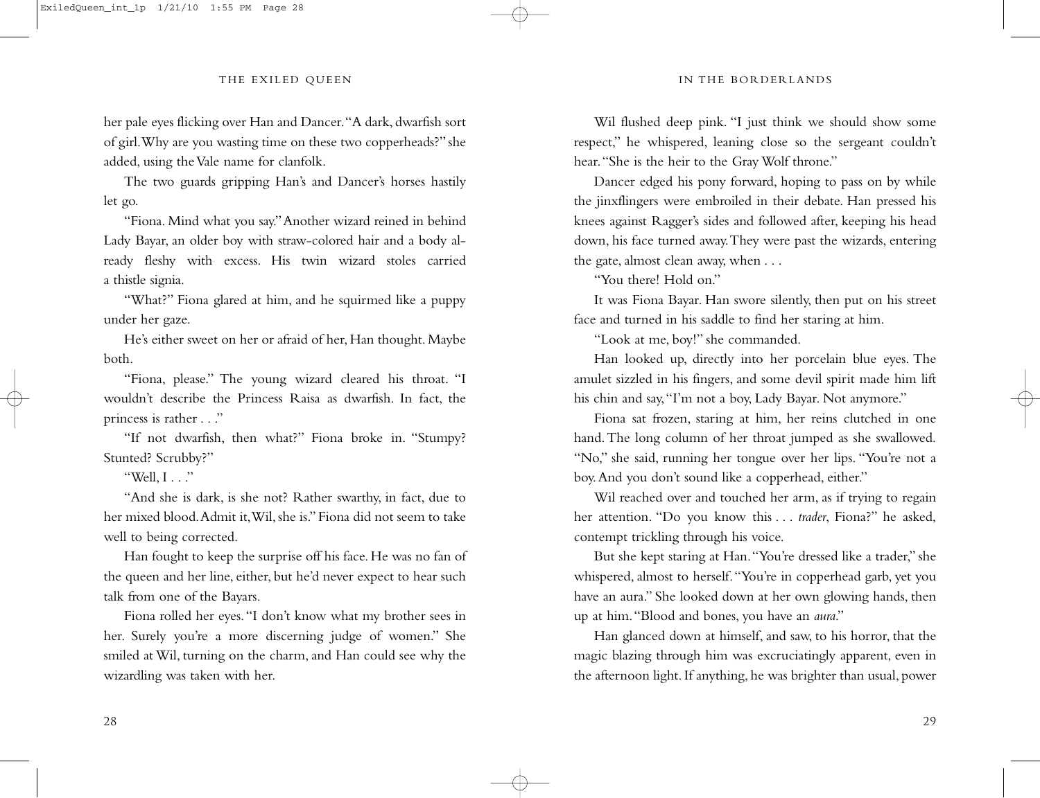her pale eyes flicking over Han and Dancer. "A dark, dwarfish sort of girl. Why are you wasting time on these two copperheads?" she added, using the Vale name for clanfolk.

The two guards gripping Han's and Dancer's horses hastily let go.

"Fiona. Mind what you say." Another wizard reined in behind Lady Bayar, an older boy with straw-colored hair and a body already fleshy with excess. His twin wizard stoles carried a thistle signia.

"What?" Fiona glared at him, and he squirmed like a puppy under her gaze.

He's either sweet on her or afraid of her, Han thought. Maybe both.

"Fiona, please." The young wizard cleared his throat. "I wouldn't describe the Princess Raisa as dwarfish. In fact, the princess is rather . . ."

"If not dwarfish, then what?" Fiona broke in. "Stumpy? Stunted? Scrubby?"

"Well, I . . ."

"And she is dark, is she not? Rather swarthy, in fact, due to her mixed blood. Admit it, Wil, she is." Fiona did not seem to take well to being corrected.

Han fought to keep the surprise off his face. He was no fan of the queen and her line, either, but he'd never expect to hear such talk from one of the Bayars.

Fiona rolled her eyes. "I don't know what my brother sees in her. Surely you're a more discerning judge of women." She smiled at Wil, turning on the charm, and Han could see why the wizardling was taken with her.

Wil flushed deep pink. "I just think we should show some respect," he whispered, leaning close so the sergeant couldn't hear. "She is the heir to the Gray Wolf throne."

Dancer edged his pony forward, hoping to pass on by while the jinxflingers were embroiled in their debate. Han pressed his knees against Ragger's sides and followed after, keeping his head down, his face turned away. They were past the wizards, entering the gate, almost clean away, when . . .

"You there! Hold on."

It was Fiona Bayar. Han swore silently, then put on his street face and turned in his saddle to find her staring at him.

"Look at me, boy!" she commanded.

Han looked up, directly into her porcelain blue eyes. The amulet sizzled in his fingers, and some devil spirit made him lift his chin and say, "I'm not a boy, Lady Bayar. Not anymore."

Fiona sat frozen, staring at him, her reins clutched in one hand. The long column of her throat jumped as she swallowed. "No," she said, running her tongue over her lips. "You're not a boy. And you don't sound like a copperhead, either."

Wil reached over and touched her arm, as if trying to regain her attention. "Do you know this . . . *trader*, Fiona?" he asked, contempt trickling through his voice.

But she kept staring at Han. "You're dressed like a trader," she whispered, almost to herself. "You're in copperhead garb, yet you have an aura." She looked down at her own glowing hands, then up at him. "Blood and bones, you have an *aura*."

Han glanced down at himself, and saw, to his horror, that the magic blazing through him was excruciatingly apparent, even in the afternoon light. If anything, he was brighter than usual, power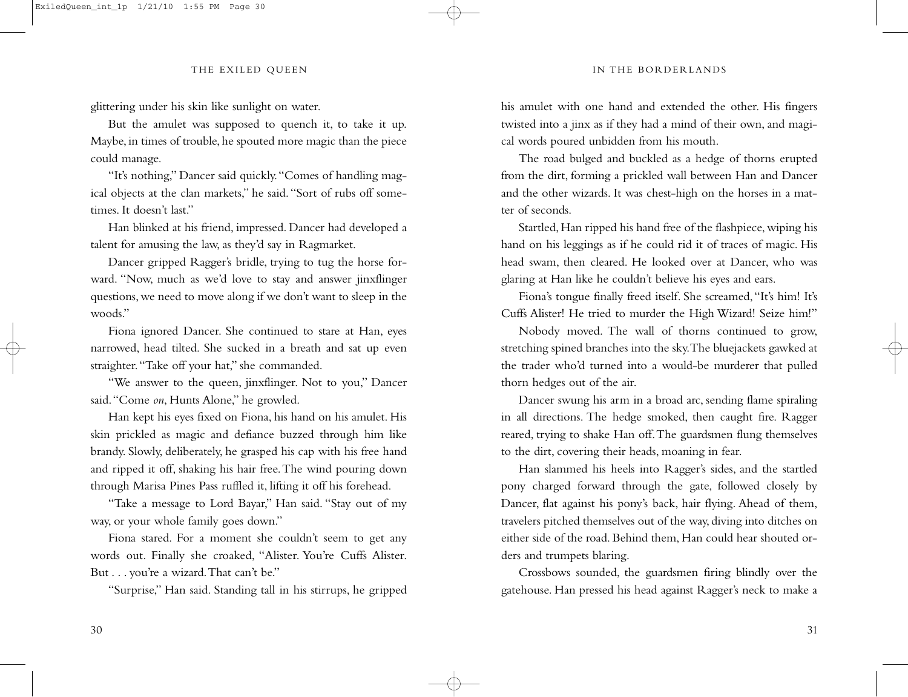glittering under his skin like sunlight on water.

But the amulet was supposed to quench it, to take it up. Maybe, in times of trouble, he spouted more magic than the piece could manage.

"It's nothing," Dancer said quickly. "Comes of handling magical objects at the clan markets," he said. "Sort of rubs off sometimes. It doesn't last."

Han blinked at his friend, impressed. Dancer had developed a talent for amusing the law, as they'd say in Ragmarket.

Dancer gripped Ragger's bridle, trying to tug the horse forward. "Now, much as we'd love to stay and answer jinxflinger questions, we need to move along if we don't want to sleep in the woods."

Fiona ignored Dancer. She continued to stare at Han, eyes narrowed, head tilted. She sucked in a breath and sat up even straighter. "Take off your hat," she commanded.

"We answer to the queen, jinxflinger. Not to you," Dancer said. "Come *on*, Hunts Alone," he growled.

Han kept his eyes fixed on Fiona, his hand on his amulet. His skin prickled as magic and defiance buzzed through him like brandy. Slowly, deliberately, he grasped his cap with his free hand and ripped it off, shaking his hair free. The wind pouring down through Marisa Pines Pass ruffled it, lifting it off his forehead.

"Take a message to Lord Bayar," Han said. "Stay out of my way, or your whole family goes down."

Fiona stared. For a moment she couldn't seem to get any words out. Finally she croaked, "Alister. You're Cuffs Alister. But . . . you're a wizard. That can't be."

"Surprise," Han said. Standing tall in his stirrups, he gripped his amulet with one hand and extended the other. His fingers twisted into a jinx as if they had a mind of their own, and magical words poured unbidden from his mouth.

The road bulged and buckled as a hedge of thorns erupted from the dirt, forming a prickled wall between Han and Dancer and the other wizards. It was chest-high on the horses in a matter of seconds.

Startled, Han ripped his hand free of the flashpiece, wiping his hand on his leggings as if he could rid it of traces of magic. His head swam, then cleared. He looked over at Dancer, who was glaring at Han like he couldn't believe his eyes and ears.

Fiona's tongue finally freed itself. She screamed, "It's him! It's Cuffs Alister! He tried to murder the High Wizard! Seize him!"

Nobody moved. The wall of thorns continued to grow, stretching spined branches into the sky. The bluejackets gawked at the trader who'd turned into a would-be murderer that pulled thorn hedges out of the air.

Dancer swung his arm in a broad arc, sending flame spiraling in all directions. The hedge smoked, then caught fire. Ragger reared, trying to shake Han off. The guardsmen flung themselves to the dirt, covering their heads, moaning in fear.

Han slammed his heels into Ragger's sides, and the startled pony charged forward through the gate, followed closely by Dancer, flat against his pony's back, hair flying. Ahead of them, travelers pitched themselves out of the way, diving into ditches on either side of the road. Behind them, Han could hear shouted orders and trumpets blaring.

Crossbows sounded, the guardsmen firing blindly over the gatehouse. Han pressed his head against Ragger's neck to make a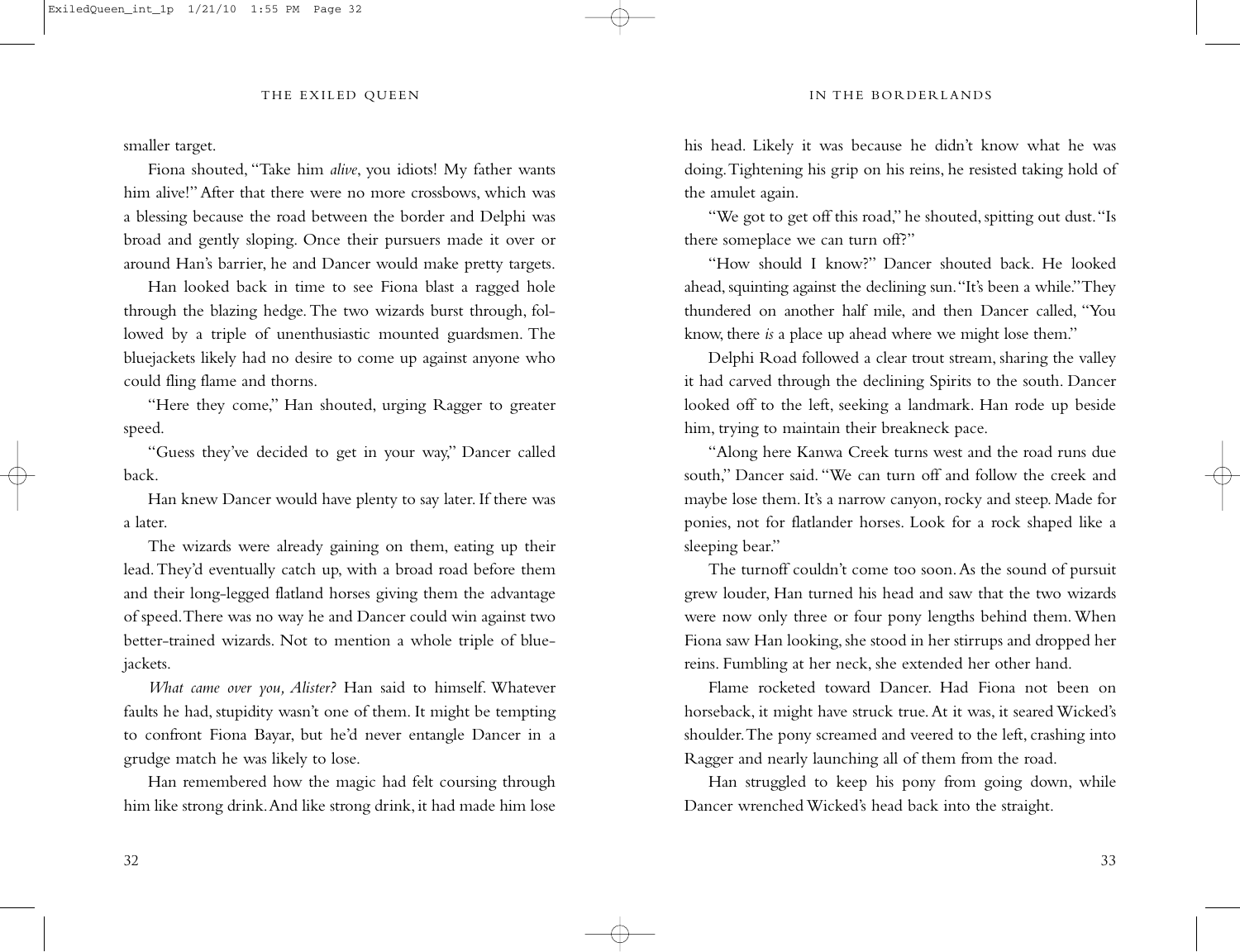smaller target.

Fiona shouted, "Take him *alive*, you idiots! My father wants him alive!" After that there were no more crossbows, which was a blessing because the road between the border and Delphi was broad and gently sloping. Once their pursuers made it over or around Han's barrier, he and Dancer would make pretty targets.

Han looked back in time to see Fiona blast a ragged hole through the blazing hedge. The two wizards burst through, followed by a triple of unenthusiastic mounted guardsmen. The bluejackets likely had no desire to come up against anyone who could fling flame and thorns.

"Here they come," Han shouted, urging Ragger to greater speed.

"Guess they've decided to get in your way," Dancer called back.

Han knew Dancer would have plenty to say later. If there was a later.

The wizards were already gaining on them, eating up their lead. They'd eventually catch up, with a broad road before them and their long-legged flatland horses giving them the advantage of speed. There was no way he and Dancer could win against two better-trained wizards. Not to mention a whole triple of bluejackets.

*What came over you, Alister?* Han said to himself. Whatever faults he had, stupidity wasn't one of them. It might be tempting to confront Fiona Bayar, but he'd never entangle Dancer in a grudge match he was likely to lose.

Han remembered how the magic had felt coursing through him like strong drink. And like strong drink, it had made him lose his head. Likely it was because he didn't know what he was doing. Tightening his grip on his reins, he resisted taking hold of the amulet again.

"We got to get off this road," he shouted, spitting out dust. "Is there someplace we can turn off?"

"How should I know?" Dancer shouted back. He looked ahead, squinting against the declining sun. "It's been a while." They thundered on another half mile, and then Dancer called, "You know, there *is* a place up ahead where we might lose them."

Delphi Road followed a clear trout stream, sharing the valley it had carved through the declining Spirits to the south. Dancer looked off to the left, seeking a landmark. Han rode up beside him, trying to maintain their breakneck pace.

"Along here Kanwa Creek turns west and the road runs due south," Dancer said. "We can turn off and follow the creek and maybe lose them. It's a narrow canyon, rocky and steep. Made for ponies, not for flatlander horses. Look for a rock shaped like a sleeping bear."

The turnoff couldn't come too soon. As the sound of pursuit grew louder, Han turned his head and saw that the two wizards were now only three or four pony lengths behind them. When Fiona saw Han looking, she stood in her stirrups and dropped her reins. Fumbling at her neck, she extended her other hand.

Flame rocketed toward Dancer. Had Fiona not been on horseback, it might have struck true. As it was, it seared Wicked's shoulder. The pony screamed and veered to the left, crashing into Ragger and nearly launching all of them from the road.

Han struggled to keep his pony from going down, while Dancer wrenched Wicked's head back into the straight.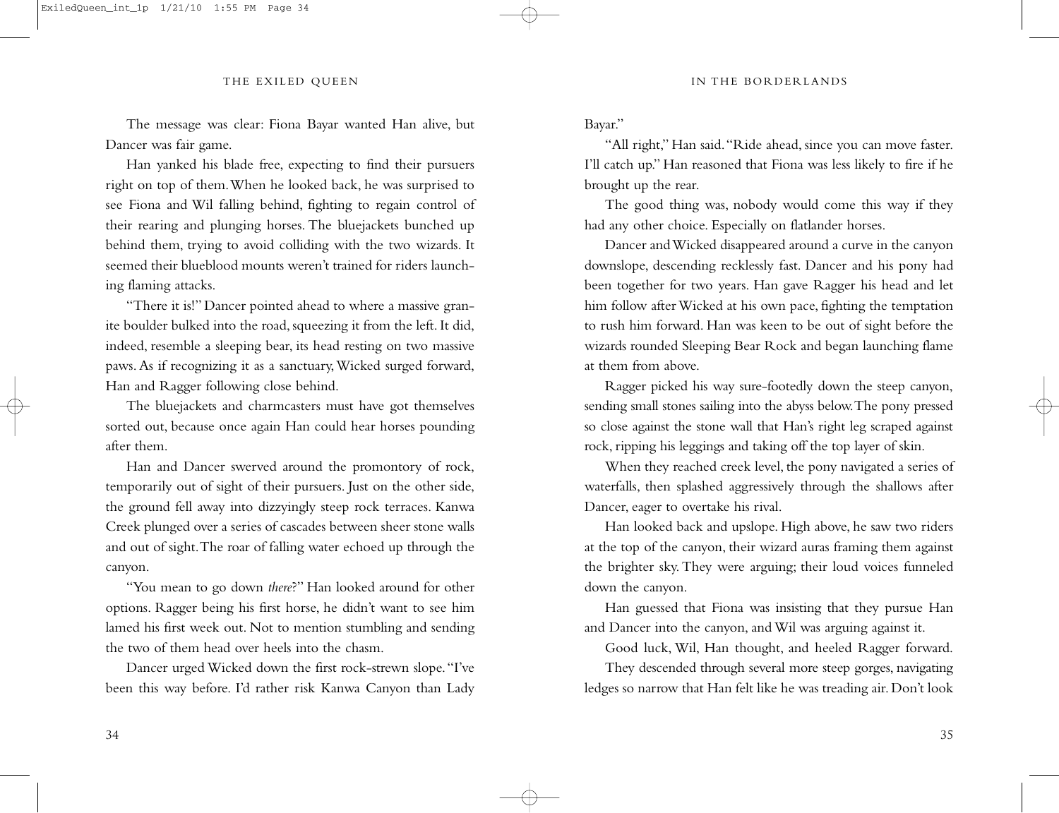The message was clear: Fiona Bayar wanted Han alive, but Dancer was fair game.

Han yanked his blade free, expecting to find their pursuers right on top of them. When he looked back, he was surprised to see Fiona and Wil falling behind, fighting to regain control of their rearing and plunging horses. The bluejackets bunched up behind them, trying to avoid colliding with the two wizards. It seemed their blueblood mounts weren't trained for riders launching flaming attacks.

"There it is!" Dancer pointed ahead to where a massive granite boulder bulked into the road, squeezing it from the left. It did, indeed, resemble a sleeping bear, its head resting on two massive paws. As if recognizing it as a sanctuary, Wicked surged forward, Han and Ragger following close behind.

The bluejackets and charmcasters must have got themselves sorted out, because once again Han could hear horses pounding after them.

Han and Dancer swerved around the promontory of rock, temporarily out of sight of their pursuers. Just on the other side, the ground fell away into dizzyingly steep rock terraces. Kanwa Creek plunged over a series of cascades between sheer stone walls and out of sight. The roar of falling water echoed up through the canyon.

"You mean to go down *there*?" Han looked around for other options. Ragger being his first horse, he didn't want to see him lamed his first week out. Not to mention stumbling and sending the two of them head over heels into the chasm.

Dancer urged Wicked down the first rock-strewn slope. "I've been this way before. I'd rather risk Kanwa Canyon than Lady Bayar."

"All right," Han said. "Ride ahead, since you can move faster. I'll catch up." Han reasoned that Fiona was less likely to fire if he brought up the rear.

The good thing was, nobody would come this way if they had any other choice. Especially on flatlander horses.

Dancer and Wicked disappeared around a curve in the canyon downslope, descending recklessly fast. Dancer and his pony had been together for two years. Han gave Ragger his head and let him follow after Wicked at his own pace, fighting the temptation to rush him forward. Han was keen to be out of sight before the wizards rounded Sleeping Bear Rock and began launching flame at them from above.

Ragger picked his way sure-footedly down the steep canyon, sending small stones sailing into the abyss below. The pony pressed so close against the stone wall that Han's right leg scraped against rock, ripping his leggings and taking off the top layer of skin.

When they reached creek level, the pony navigated a series of waterfalls, then splashed aggressively through the shallows after Dancer, eager to overtake his rival.

Han looked back and upslope. High above, he saw two riders at the top of the canyon, their wizard auras framing them against the brighter sky. They were arguing; their loud voices funneled down the canyon.

Han guessed that Fiona was insisting that they pursue Han and Dancer into the canyon, and Wil was arguing against it.

Good luck, Wil, Han thought, and heeled Ragger forward.

They descended through several more steep gorges, navigating ledges so narrow that Han felt like he was treading air. Don't look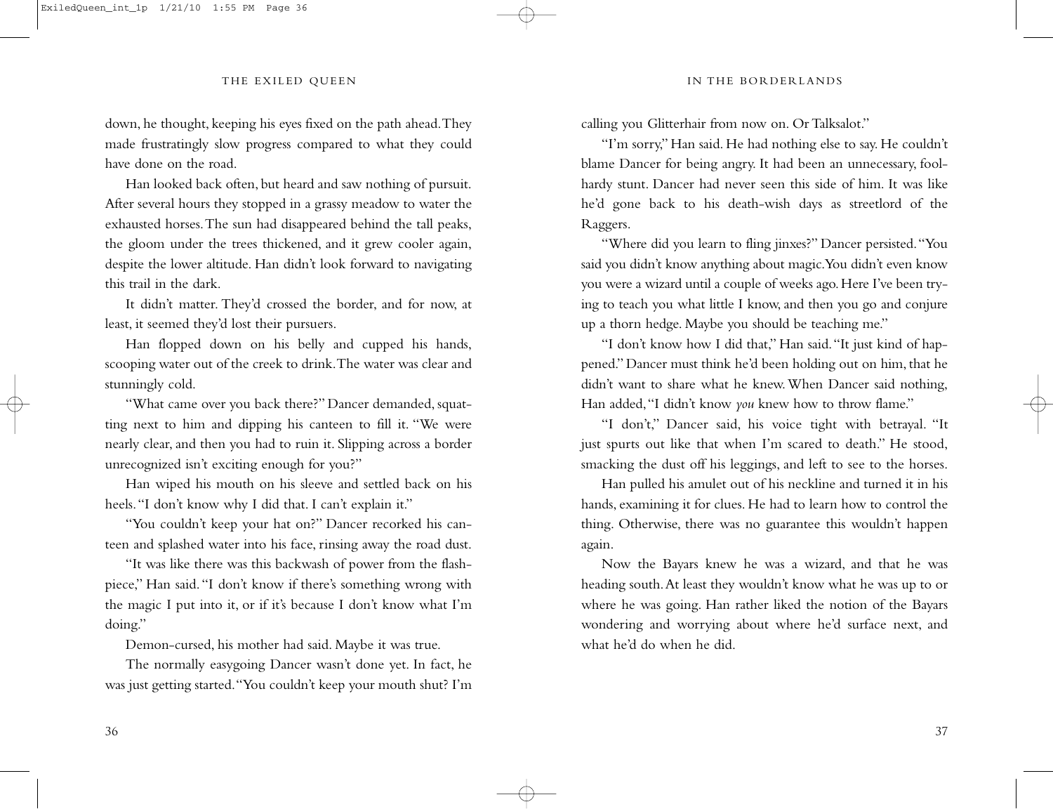down, he thought, keeping his eyes fixed on the path ahead. They made frustratingly slow progress compared to what they could have done on the road.

Han looked back often, but heard and saw nothing of pursuit. After several hours they stopped in a grassy meadow to water the exhausted horses. The sun had disappeared behind the tall peaks, the gloom under the trees thickened, and it grew cooler again, despite the lower altitude. Han didn't look forward to navigating this trail in the dark.

It didn't matter. They'd crossed the border, and for now, at least, it seemed they'd lost their pursuers.

Han flopped down on his belly and cupped his hands, scooping water out of the creek to drink. The water was clear and stunningly cold.

"What came over you back there?" Dancer demanded, squatting next to him and dipping his canteen to fill it. "We were nearly clear, and then you had to ruin it. Slipping across a border unrecognized isn't exciting enough for you?"

Han wiped his mouth on his sleeve and settled back on his heels. "I don't know why I did that. I can't explain it."

"You couldn't keep your hat on?" Dancer recorked his canteen and splashed water into his face, rinsing away the road dust.

"It was like there was this backwash of power from the flashpiece," Han said. "I don't know if there's something wrong with the magic I put into it, or if it's because I don't know what I'm doing."

Demon-cursed, his mother had said. Maybe it was true.

The normally easygoing Dancer wasn't done yet. In fact, he was just getting started. "You couldn't keep your mouth shut? I'm calling you Glitterhair from now on. Or Talksalot."

"I'm sorry," Han said. He had nothing else to say. He couldn't blame Dancer for being angry. It had been an unnecessary, foolhardy stunt. Dancer had never seen this side of him. It was like he'd gone back to his death-wish days as streetlord of the Raggers.

"Where did you learn to fling jinxes?" Dancer persisted. "You said you didn't know anything about magic. You didn't even know you were a wizard until a couple of weeks ago. Here I've been trying to teach you what little I know, and then you go and conjure up a thorn hedge. Maybe you should be teaching me."

"I don't know how I did that," Han said. "It just kind of happened." Dancer must think he'd been holding out on him, that he didn't want to share what he knew. When Dancer said nothing, Han added, "I didn't know *you* knew how to throw flame."

"I don't," Dancer said, his voice tight with betrayal. "It just spurts out like that when I'm scared to death." He stood, smacking the dust off his leggings, and left to see to the horses.

Han pulled his amulet out of his neckline and turned it in his hands, examining it for clues. He had to learn how to control the thing. Otherwise, there was no guarantee this wouldn't happen again.

Now the Bayars knew he was a wizard, and that he was heading south. At least they wouldn't know what he was up to or where he was going. Han rather liked the notion of the Bayars wondering and worrying about where he'd surface next, and what he'd do when he did.